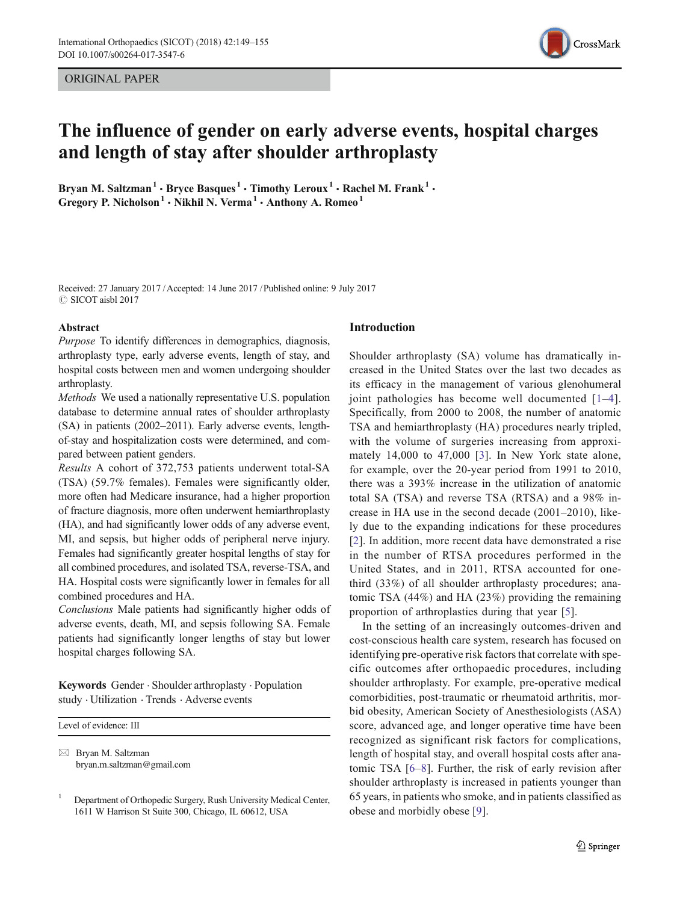ORIGINAL PAPER

# The influence of gender on early adverse events, hospital charges and length of stay after shoulder arthroplasty

**Bryan M. Saltzman[1] · Bryce Basques[1] · Timothy Leroux[1] · Rachel M. Frank[1] · Gregory P. Nicholson[1] · Nikhil N. Verma[1] · Anthony A. Romeo[1]**

Received: 27 January 2017 / Accepted: 14 June 2017 / Published online: 9 July 2017
© SICOT aisbl 2017

## Abstract

*Purpose* To identify differences in demographics, diagnosis, arthroplasty type, early adverse events, length of stay, and hospital costs between men and women undergoing shoulder arthroplasty.

*Methods* We used a nationally representative U.S. population database to determine annual rates of shoulder arthroplasty (SA) in patients (2002–2011). Early adverse events, length-of-stay and hospitalization costs were determined, and compared between patient genders.

*Results* A cohort of 372,753 patients underwent total-SA (TSA) (59.7% females). Females were significantly older, more often had Medicare insurance, had a higher proportion of fracture diagnosis, more often underwent hemiarthroplasty (HA), and had significantly lower odds of any adverse event, MI, and sepsis, but higher odds of peripheral nerve injury. Females had significantly greater hospital lengths of stay for all combined procedures, and isolated TSA, reverse-TSA, and HA. Hospital costs were significantly lower in females for all combined procedures and HA.

*Conclusions* Male patients had significantly higher odds of adverse events, death, MI, and sepsis following SA. Female patients had significantly longer lengths of stay but lower hospital charges following SA.

**Keywords** Gender · Shoulder arthroplasty · Population study · Utilization · Trends · Adverse events

Level of evidence: III

✉ Bryan M. Saltzman
bryan.m.saltzman@gmail.com

[1] Department of Orthopedic Surgery, Rush University Medical Center, 1611 W Harrison St Suite 300, Chicago, IL 60612, USA

## Introduction

Shoulder arthroplasty (SA) volume has dramatically increased in the United States over the last two decades as its efficacy in the management of various glenohumeral joint pathologies has become well documented [1–4]. Specifically, from 2000 to 2008, the number of anatomic TSA and hemiarthroplasty (HA) procedures nearly tripled, with the volume of surgeries increasing from approximately 14,000 to 47,000 [3]. In New York state alone, for example, over the 20-year period from 1991 to 2010, there was a 393% increase in the utilization of anatomic total SA (TSA) and reverse TSA (RTSA) and a 98% increase in HA use in the second decade (2001–2010), likely due to the expanding indications for these procedures [2]. In addition, more recent data have demonstrated a rise in the number of RTSA procedures performed in the United States, and in 2011, RTSA accounted for one-third (33%) of all shoulder arthroplasty procedures; anatomic TSA (44%) and HA (23%) providing the remaining proportion of arthroplasties during that year [5].

In the setting of an increasingly outcomes-driven and cost-conscious health care system, research has focused on identifying pre-operative risk factors that correlate with specific outcomes after orthopaedic procedures, including shoulder arthroplasty. For example, pre-operative medical comorbidities, post-traumatic or rheumatoid arthritis, morbid obesity, American Society of Anesthesiologists (ASA) score, advanced age, and longer operative time have been recognized as significant risk factors for complications, length of hospital stay, and overall hospital costs after anatomic TSA [6–8]. Further, the risk of early revision after shoulder arthroplasty is increased in patients younger than 65 years, in patients who smoke, and in patients classified as obese and morbidly obese [9].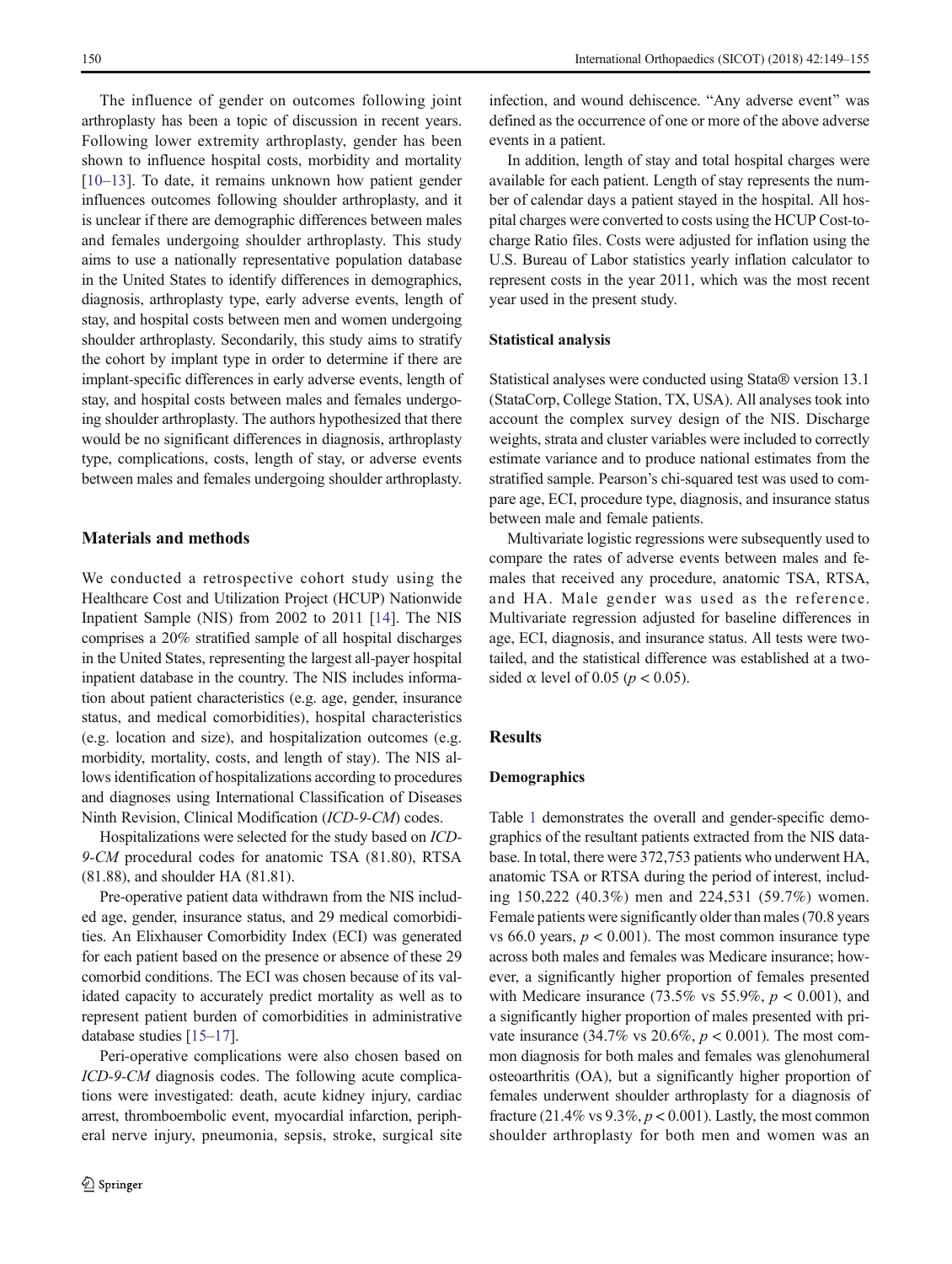The influence of gender on outcomes following joint arthroplasty has been a topic of discussion in recent years. Following lower extremity arthroplasty, gender has been shown to influence hospital costs, morbidity and mortality [10–13]. To date, it remains unknown how patient gender influences outcomes following shoulder arthroplasty, and it is unclear if there are demographic differences between males and females undergoing shoulder arthroplasty. This study aims to use a nationally representative population database in the United States to identify differences in demographics, diagnosis, arthroplasty type, early adverse events, length of stay, and hospital costs between men and women undergoing shoulder arthroplasty. Secondarily, this study aims to stratify the cohort by implant type in order to determine if there are implant-specific differences in early adverse events, length of stay, and hospital costs between males and females undergoing shoulder arthroplasty. The authors hypothesized that there would be no significant differences in diagnosis, arthroplasty type, complications, costs, length of stay, or adverse events between males and females undergoing shoulder arthroplasty.

## Materials and methods

We conducted a retrospective cohort study using the Healthcare Cost and Utilization Project (HCUP) Nationwide Inpatient Sample (NIS) from 2002 to 2011 [14]. The NIS comprises a 20% stratified sample of all hospital discharges in the United States, representing the largest all-payer hospital inpatient database in the country. The NIS includes information about patient characteristics (e.g. age, gender, insurance status, and medical comorbidities), hospital characteristics (e.g. location and size), and hospitalization outcomes (e.g. morbidity, mortality, costs, and length of stay). The NIS allows identification of hospitalizations according to procedures and diagnoses using International Classification of Diseases Ninth Revision, Clinical Modification (*ICD-9-CM*) codes.

Hospitalizations were selected for the study based on *ICD-9-CM* procedural codes for anatomic TSA (81.80), RTSA (81.88), and shoulder HA (81.81).

Pre-operative patient data withdrawn from the NIS included age, gender, insurance status, and 29 medical comorbidities. An Elixhauser Comorbidity Index (ECI) was generated for each patient based on the presence or absence of these 29 comorbid conditions. The ECI was chosen because of its validated capacity to accurately predict mortality as well as to represent patient burden of comorbidities in administrative database studies [15–17].

Peri-operative complications were also chosen based on *ICD-9-CM* diagnosis codes. The following acute complications were investigated: death, acute kidney injury, cardiac arrest, thromboembolic event, myocardial infarction, peripheral nerve injury, pneumonia, sepsis, stroke, surgical site infection, and wound dehiscence. "Any adverse event" was defined as the occurrence of one or more of the above adverse events in a patient.

In addition, length of stay and total hospital charges were available for each patient. Length of stay represents the number of calendar days a patient stayed in the hospital. All hospital charges were converted to costs using the HCUP Cost-to-charge Ratio files. Costs were adjusted for inflation using the U.S. Bureau of Labor statistics yearly inflation calculator to represent costs in the year 2011, which was the most recent year used in the present study.

### Statistical analysis

Statistical analyses were conducted using Stata® version 13.1 (StataCorp, College Station, TX, USA). All analyses took into account the complex survey design of the NIS. Discharge weights, strata and cluster variables were included to correctly estimate variance and to produce national estimates from the stratified sample. Pearson's chi-squared test was used to compare age, ECI, procedure type, diagnosis, and insurance status between male and female patients.

Multivariate logistic regressions were subsequently used to compare the rates of adverse events between males and females that received any procedure, anatomic TSA, RTSA, and HA. Male gender was used as the reference. Multivariate regression adjusted for baseline differences in age, ECI, diagnosis, and insurance status. All tests were two-tailed, and the statistical difference was established at a two-sided $\alpha$ level of 0.05 ($p < 0.05$).

## Results

### Demographics

Table 1 demonstrates the overall and gender-specific demographics of the resultant patients extracted from the NIS database. In total, there were 372,753 patients who underwent HA, anatomic TSA or RTSA during the period of interest, including 150,222 (40.3%) men and 224,531 (59.7%) women. Female patients were significantly older than males (70.8 years vs 66.0 years, $p < 0.001$). The most common insurance type across both males and females was Medicare insurance; however, a significantly higher proportion of females presented with Medicare insurance (73.5% vs 55.9%, $p < 0.001$), and a significantly higher proportion of males presented with private insurance (34.7% vs 20.6%, $p < 0.001$). The most common diagnosis for both males and females was glenohumeral osteoarthritis (OA), but a significantly higher proportion of females underwent shoulder arthroplasty for a diagnosis of fracture (21.4% vs 9.3%, $p < 0.001$). Lastly, the most common shoulder arthroplasty for both men and women was an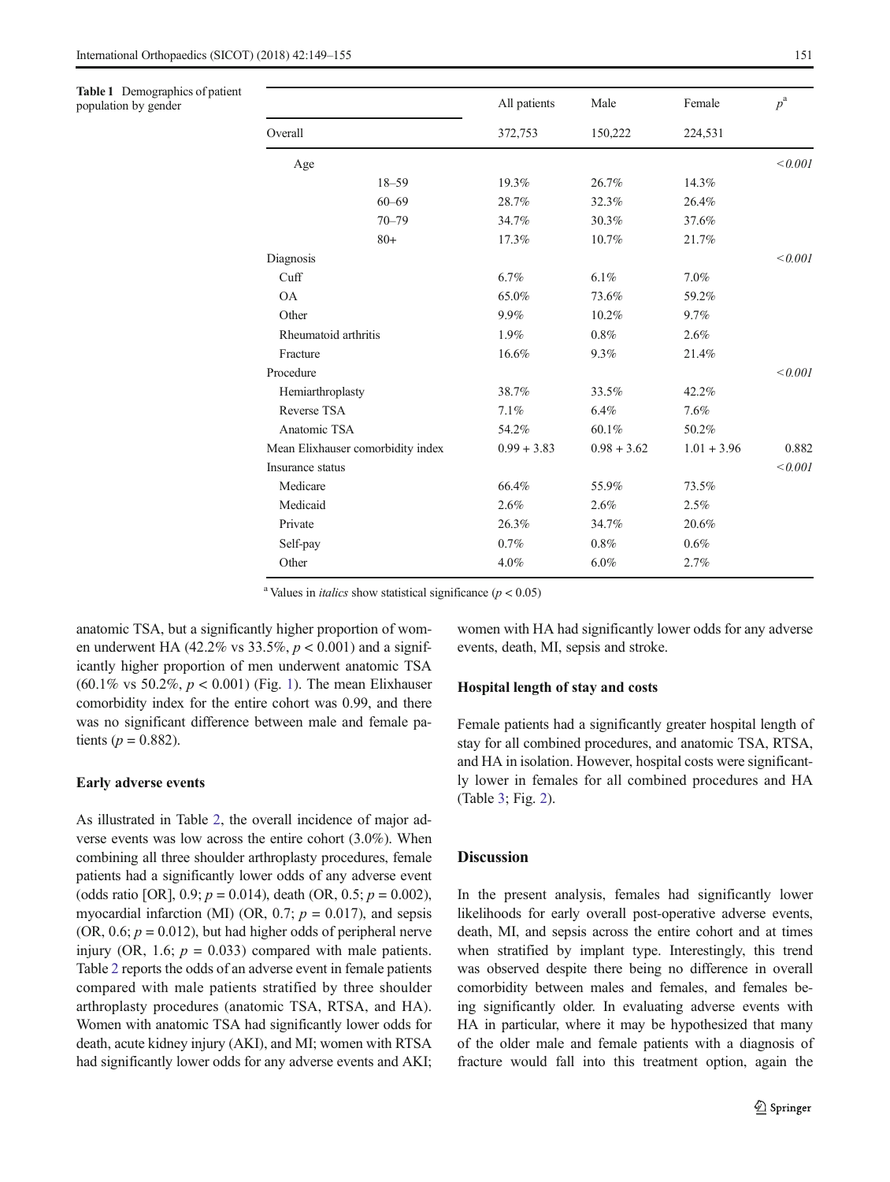**Table 1** Demographics of patient population by gender

| | | All patients | Male | Female | $p$[a] |
|---|---|---|---|---|---|
| Overall | | 372,753 | 150,222 | 224,531 | |
| Age | | | | | *<0.001* |
| | 18–59 | 19.3% | 26.7% | 14.3% | |
| | 60–69 | 28.7% | 32.3% | 26.4% | |
| | 70–79 | 34.7% | 30.3% | 37.6% | |
| | 80+ | 17.3% | 10.7% | 21.7% | |
| Diagnosis | | | | | *<0.001* |
| Cuff | | 6.7% | 6.1% | 7.0% | |
| OA | | 65.0% | 73.6% | 59.2% | |
| Other | | 9.9% | 10.2% | 9.7% | |
| Rheumatoid arthritis | | 1.9% | 0.8% | 2.6% | |
| Fracture | | 16.6% | 9.3% | 21.4% | |
| Procedure | | | | | *<0.001* |
| Hemiarthroplasty | | 38.7% | 33.5% | 42.2% | |
| Reverse TSA | | 7.1% | 6.4% | 7.6% | |
| Anatomic TSA | | 54.2% | 60.1% | 50.2% | |
| Mean Elixhauser comorbidity index | | 0.99 + 3.83 | 0.98 + 3.62 | 1.01 + 3.96 | 0.882 |
| Insurance status | | | | | *<0.001* |
| Medicare | | 66.4% | 55.9% | 73.5% | |
| Medicaid | | 2.6% | 2.6% | 2.5% | |
| Private | | 26.3% | 34.7% | 20.6% | |
| Self-pay | | 0.7% | 0.8% | 0.6% | |
| Other | | 4.0% | 6.0% | 2.7% | |

[a] Values in *italics* show statistical significance ($p < 0.05$)

anatomic TSA, but a significantly higher proportion of women underwent HA (42.2% vs 33.5%, $p < 0.001$) and a significantly higher proportion of men underwent anatomic TSA (60.1% vs 50.2%, $p < 0.001$) (Fig. 1). The mean Elixhauser comorbidity index for the entire cohort was 0.99, and there was no significant difference between male and female patients ($p = 0.882$).

### Early adverse events

As illustrated in Table 2, the overall incidence of major adverse events was low across the entire cohort (3.0%). When combining all three shoulder arthroplasty procedures, female patients had a significantly lower odds of any adverse event (odds ratio [OR], 0.9; $p = 0.014$), death (OR, 0.5; $p = 0.002$), myocardial infarction (MI) (OR, 0.7; $p = 0.017$), and sepsis (OR, 0.6; $p = 0.012$), but had higher odds of peripheral nerve injury (OR, 1.6; $p = 0.033$) compared with male patients. Table 2 reports the odds of an adverse event in female patients compared with male patients stratified by three shoulder arthroplasty procedures (anatomic TSA, RTSA, and HA). Women with anatomic TSA had significantly lower odds for death, acute kidney injury (AKI), and MI; women with RTSA had significantly lower odds for any adverse events and AKI; women with HA had significantly lower odds for any adverse events, death, MI, sepsis and stroke.

### Hospital length of stay and costs

Female patients had a significantly greater hospital length of stay for all combined procedures, and anatomic TSA, RTSA, and HA in isolation. However, hospital costs were significantly lower in females for all combined procedures and HA (Table 3; Fig. 2).

## Discussion

In the present analysis, females had significantly lower likelihoods for early overall post-operative adverse events, death, MI, and sepsis across the entire cohort and at times when stratified by implant type. Interestingly, this trend was observed despite there being no difference in overall comorbidity between males and females, and females being significantly older. In evaluating adverse events with HA in particular, where it may be hypothesized that many of the older male and female patients with a diagnosis of fracture would fall into this treatment option, again the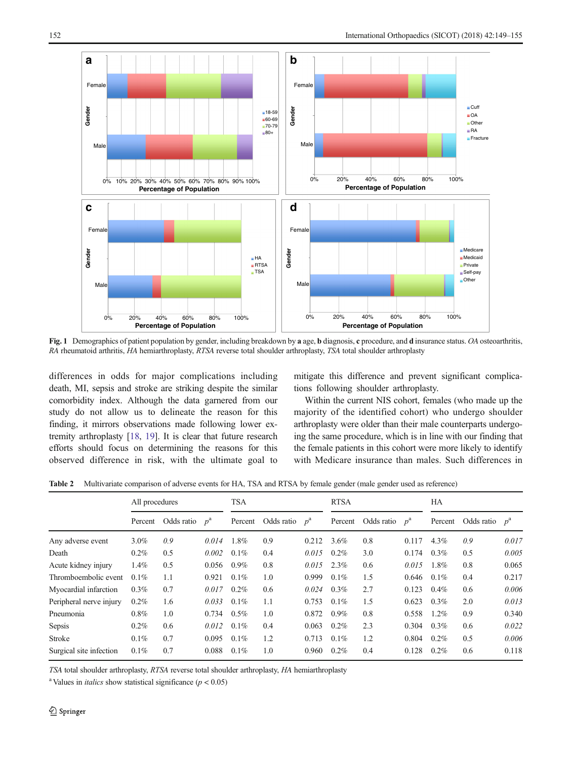Fig. 1 Demographics of patient population by gender, including breakdown by **a** age, **b** diagnosis, **c** procedure, and **d** insurance status. *OA* osteoarthritis, *RA* rheumatoid arthritis, *HA* hemiarthroplasty, *RTSA* reverse total shoulder arthroplasty, *TSA* total shoulder arthroplasty

differences in odds for major complications including death, MI, sepsis and stroke are striking despite the similar comorbidity index. Although the data garnered from our study do not allow us to delineate the reason for this finding, it mirrors observations made following lower extremity arthroplasty [18, 19]. It is clear that future research efforts should focus on determining the reasons for this observed difference in risk, with the ultimate goal to mitigate this difference and prevent significant complications following shoulder arthroplasty.

Within the current NIS cohort, females (who made up the majority of the identified cohort) who undergo shoulder arthroplasty were older than their male counterparts undergoing the same procedure, which is in line with our finding that the female patients in this cohort were more likely to identify with Medicare insurance than males. Such differences in

**Table 2** Multivariate comparison of adverse events for HA, TSA and RTSA by female gender (male gender used as reference)

| | All procedures | | | TSA | | | RTSA | | | HA | | |
|---|---|---|---|---|---|---|---|---|---|---|---|---|
| | Percent | Odds ratio | $p$[a] | Percent | Odds ratio | $p$[a] | Percent | Odds ratio | $p$[a] | Percent | Odds ratio | $p$[a] |
| Any adverse event | 3.0% | *0.9* | *0.014* | 1.8% | 0.9 | 0.212 | 3.6% | 0.8 | 0.117 | 4.3% | *0.9* | *0.017* |
| Death | 0.2% | 0.5 | *0.002* | 0.1% | 0.4 | *0.015* | 0.2% | 3.0 | 0.174 | 0.3% | 0.5 | *0.005* |
| Acute kidney injury | 1.4% | 0.5 | 0.056 | 0.9% | 0.8 | *0.015* | 2.3% | 0.6 | *0.015* | 1.8% | 0.8 | 0.065 |
| Thromboembolic event | 0.1% | 1.1 | 0.921 | 0.1% | 1.0 | 0.999 | 0.1% | 1.5 | 0.646 | 0.1% | 0.4 | 0.217 |
| Myocardial infarction | 0.3% | 0.7 | *0.017* | 0.2% | 0.6 | *0.024* | 0.3% | 2.7 | 0.123 | 0.4% | 0.6 | *0.006* |
| Peripheral nerve injury | 0.2% | 1.6 | *0.033* | 0.1% | 1.1 | 0.753 | 0.1% | 1.5 | 0.623 | 0.3% | 2.0 | *0.013* |
| Pneumonia | 0.8% | 1.0 | 0.734 | 0.5% | 1.0 | 0.872 | 0.9% | 0.8 | 0.558 | 1.2% | 0.9 | 0.340 |
| Sepsis | 0.2% | 0.6 | *0.012* | 0.1% | 0.4 | 0.063 | 0.2% | 2.3 | 0.304 | 0.3% | 0.6 | *0.022* |
| Stroke | 0.1% | 0.7 | 0.095 | 0.1% | 1.2 | 0.713 | 0.1% | 1.2 | 0.804 | 0.2% | 0.5 | *0.006* |
| Surgical site infection | 0.1% | 0.7 | 0.088 | 0.1% | 1.0 | 0.960 | 0.2% | 0.4 | 0.128 | 0.2% | 0.6 | 0.118 |

*TSA* total shoulder arthroplasty, *RTSA* reverse total shoulder arthroplasty, *HA* hemiarthroplasty

[a] Values in *italics* show statistical significance ($p < 0.05$)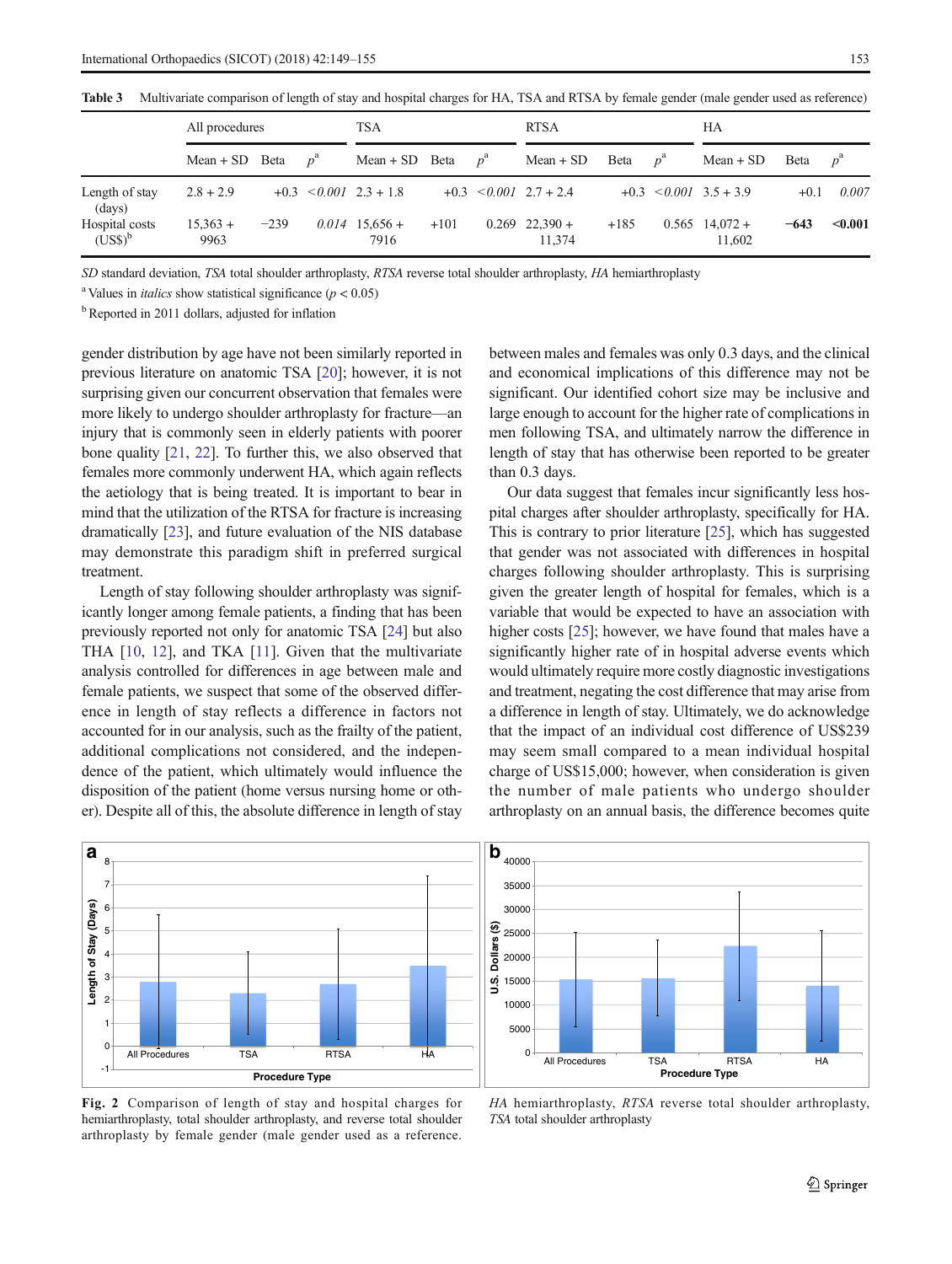**Table 3** Multivariate comparison of length of stay and hospital charges for HA, TSA and RTSA by female gender (male gender used as reference)

| | All procedures | | | TSA | | | RTSA | | | HA | | |
|---|---|---|---|---|---|---|---|---|---|---|---|---|
| | Mean + SD | Beta | $p$[a] | Mean + SD | Beta | $p$[a] | Mean + SD | Beta | $p$[a] | Mean + SD | Beta | $p$[a] |
| Length of stay (days) | 2.8 + 2.9 | +0.3 | *<0.001* | 2.3 + 1.8 | +0.3 | *<0.001* | 2.7 + 2.4 | +0.3 | *<0.001* | 3.5 + 3.9 | +0.1 | *0.007* |
| Hospital costs (US$)[b] | 15,363 + 9963 | −239 | *0.014* | 15,656 + 7916 | +101 | 0.269 | 22,390 + 11,374 | +185 | 0.565 | 14,072 + 11,602 | **−643** | **<0.001** |

*SD* standard deviation, *TSA* total shoulder arthroplasty, *RTSA* reverse total shoulder arthroplasty, *HA* hemiarthroplasty

[a] Values in *italics* show statistical significance ($p < 0.05$)

[b] Reported in 2011 dollars, adjusted for inflation

gender distribution by age have not been similarly reported in previous literature on anatomic TSA [20]; however, it is not surprising given our concurrent observation that females were more likely to undergo shoulder arthroplasty for fracture—an injury that is commonly seen in elderly patients with poorer bone quality [21, 22]. To further this, we also observed that females more commonly underwent HA, which again reflects the aetiology that is being treated. It is important to bear in mind that the utilization of the RTSA for fracture is increasing dramatically [23], and future evaluation of the NIS database may demonstrate this paradigm shift in preferred surgical treatment.

Length of stay following shoulder arthroplasty was significantly longer among female patients, a finding that has been previously reported not only for anatomic TSA [24] but also THA [10, 12], and TKA [11]. Given that the multivariate analysis controlled for differences in age between male and female patients, we suspect that some of the observed difference in length of stay reflects a difference in factors not accounted for in our analysis, such as the frailty of the patient, additional complications not considered, and the independence of the patient, which ultimately would influence the disposition of the patient (home versus nursing home or other). Despite all of this, the absolute difference in length of stay between males and females was only 0.3 days, and the clinical and economical implications of this difference may not be significant. Our identified cohort size may be inclusive and large enough to account for the higher rate of complications in men following TSA, and ultimately narrow the difference in length of stay that has otherwise been reported to be greater than 0.3 days.

Our data suggest that females incur significantly less hospital charges after shoulder arthroplasty, specifically for HA. This is contrary to prior literature [25], which has suggested that gender was not associated with differences in hospital charges following shoulder arthroplasty. This is surprising given the greater length of hospital for females, which is a variable that would be expected to have an association with higher costs [25]; however, we have found that males have a significantly higher rate of in hospital adverse events which would ultimately require more costly diagnostic investigations and treatment, negating the cost difference that may arise from a difference in length of stay. Ultimately, we do acknowledge that the impact of an individual cost difference of US$239 may seem small compared to a mean individual hospital charge of US$15,000; however, when consideration is given the number of male patients who undergo shoulder arthroplasty on an annual basis, the difference becomes quite

**Fig. 2** Comparison of length of stay and hospital charges for hemiarthroplasty, total shoulder arthroplasty, and reverse total shoulder arthroplasty by female gender (male gender used as a reference. *HA* hemiarthroplasty, *RTSA* reverse total shoulder arthroplasty, *TSA* total shoulder arthroplasty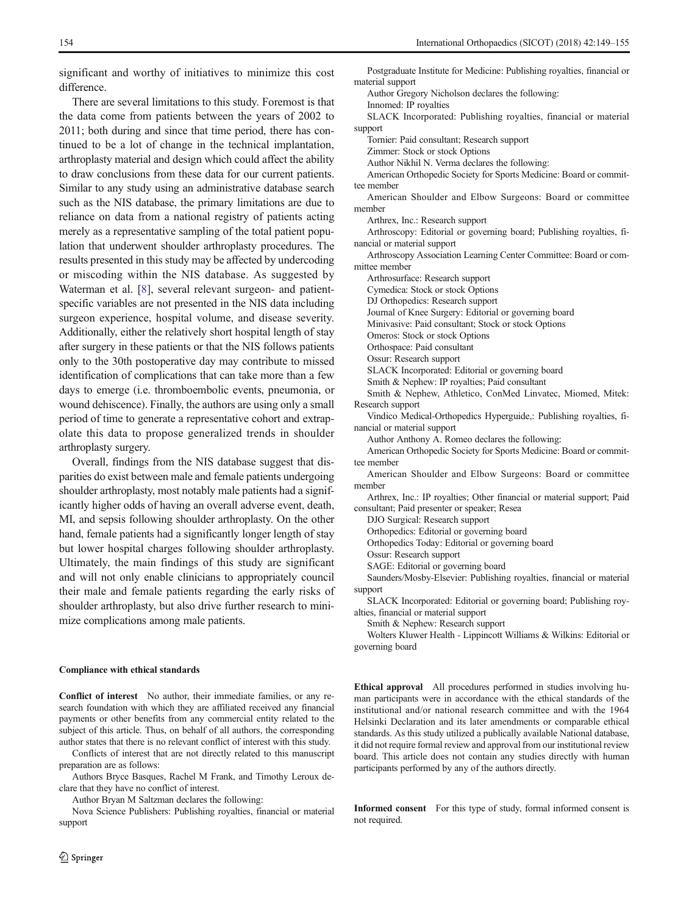significant and worthy of initiatives to minimize this cost difference.

There are several limitations to this study. Foremost is that the data come from patients between the years of 2002 to 2011; both during and since that time period, there has continued to be a lot of change in the technical implantation, arthroplasty material and design which could affect the ability to draw conclusions from these data for our current patients. Similar to any study using an administrative database search such as the NIS database, the primary limitations are due to reliance on data from a national registry of patients acting merely as a representative sampling of the total patient population that underwent shoulder arthroplasty procedures. The results presented in this study may be affected by undercoding or miscoding within the NIS database. As suggested by Waterman et al. [8], several relevant surgeon- and patient-specific variables are not presented in the NIS data including surgeon experience, hospital volume, and disease severity. Additionally, either the relatively short hospital length of stay after surgery in these patients or that the NIS follows patients only to the 30th postoperative day may contribute to missed identification of complications that can take more than a few days to emerge (i.e. thromboembolic events, pneumonia, or wound dehiscence). Finally, the authors are using only a small period of time to generate a representative cohort and extrapolate this data to propose generalized trends in shoulder arthroplasty surgery.

Overall, findings from the NIS database suggest that disparities do exist between male and female patients undergoing shoulder arthroplasty, most notably male patients had a significantly higher odds of having an overall adverse event, death, MI, and sepsis following shoulder arthroplasty. On the other hand, female patients had a significantly longer length of stay but lower hospital charges following shoulder arthroplasty. Ultimately, the main findings of this study are significant and will not only enable clinicians to appropriately council their male and female patients regarding the early risks of shoulder arthroplasty, but also drive further research to minimize complications among male patients.

#### Compliance with ethical standards

**Conflict of interest** No author, their immediate families, or any research foundation with which they are affiliated received any financial payments or other benefits from any commercial entity related to the subject of this article. Thus, on behalf of all authors, the corresponding author states that there is no relevant conflict of interest with this study.

Conflicts of interest that are not directly related to this manuscript preparation are as follows:

Authors Bryce Basques, Rachel M Frank, and Timothy Leroux declare that they have no conflict of interest.

Author Bryan M Saltzman declares the following:

Nova Science Publishers: Publishing royalties, financial or material support

Postgraduate Institute for Medicine: Publishing royalties, financial or material support

Author Gregory Nicholson declares the following:

Innomed: IP royalties

SLACK Incorporated: Publishing royalties, financial or material support

Tornier: Paid consultant; Research support

Zimmer: Stock or stock Options

Author Nikhil N. Verma declares the following:

American Orthopedic Society for Sports Medicine: Board or committee member

American Shoulder and Elbow Surgeons: Board or committee member

Arthrex, Inc.: Research support

Arthroscopy: Editorial or governing board; Publishing royalties, financial or material support

Arthroscopy Association Learning Center Committee: Board or committee member

Arthrosurface: Research support

Cymedica: Stock or stock Options

DJ Orthopedics: Research support

Journal of Knee Surgery: Editorial or governing board

Minivasive: Paid consultant; Stock or stock Options

Omeros: Stock or stock Options

Orthospace: Paid consultant

Ossur: Research support

SLACK Incorporated: Editorial or governing board

Smith & Nephew: IP royalties; Paid consultant

Smith & Nephew, Athletico, ConMed Linvatec, Miomed, Mitek: Research support

Vindico Medical-Orthopedics Hyperguide,: Publishing royalties, financial or material support

Author Anthony A. Romeo declares the following:

American Orthopedic Society for Sports Medicine: Board or committee member

American Shoulder and Elbow Surgeons: Board or committee member

Arthrex, Inc.: IP royalties; Other financial or material support; Paid consultant; Paid presenter or speaker; Resea

DJO Surgical: Research support

Orthopedics: Editorial or governing board

Orthopedics Today: Editorial or governing board

Ossur: Research support

SAGE: Editorial or governing board

Saunders/Mosby-Elsevier: Publishing royalties, financial or material support

SLACK Incorporated: Editorial or governing board; Publishing royalties, financial or material support

Smith & Nephew: Research support

Wolters Kluwer Health - Lippincott Williams & Wilkins: Editorial or governing board

**Ethical approval** All procedures performed in studies involving human participants were in accordance with the ethical standards of the institutional and/or national research committee and with the 1964 Helsinki Declaration and its later amendments or comparable ethical standards. As this study utilized a publically available National database, it did not require formal review and approval from our institutional review board. This article does not contain any studies directly with human participants performed by any of the authors directly.

**Informed consent** For this type of study, formal informed consent is not required.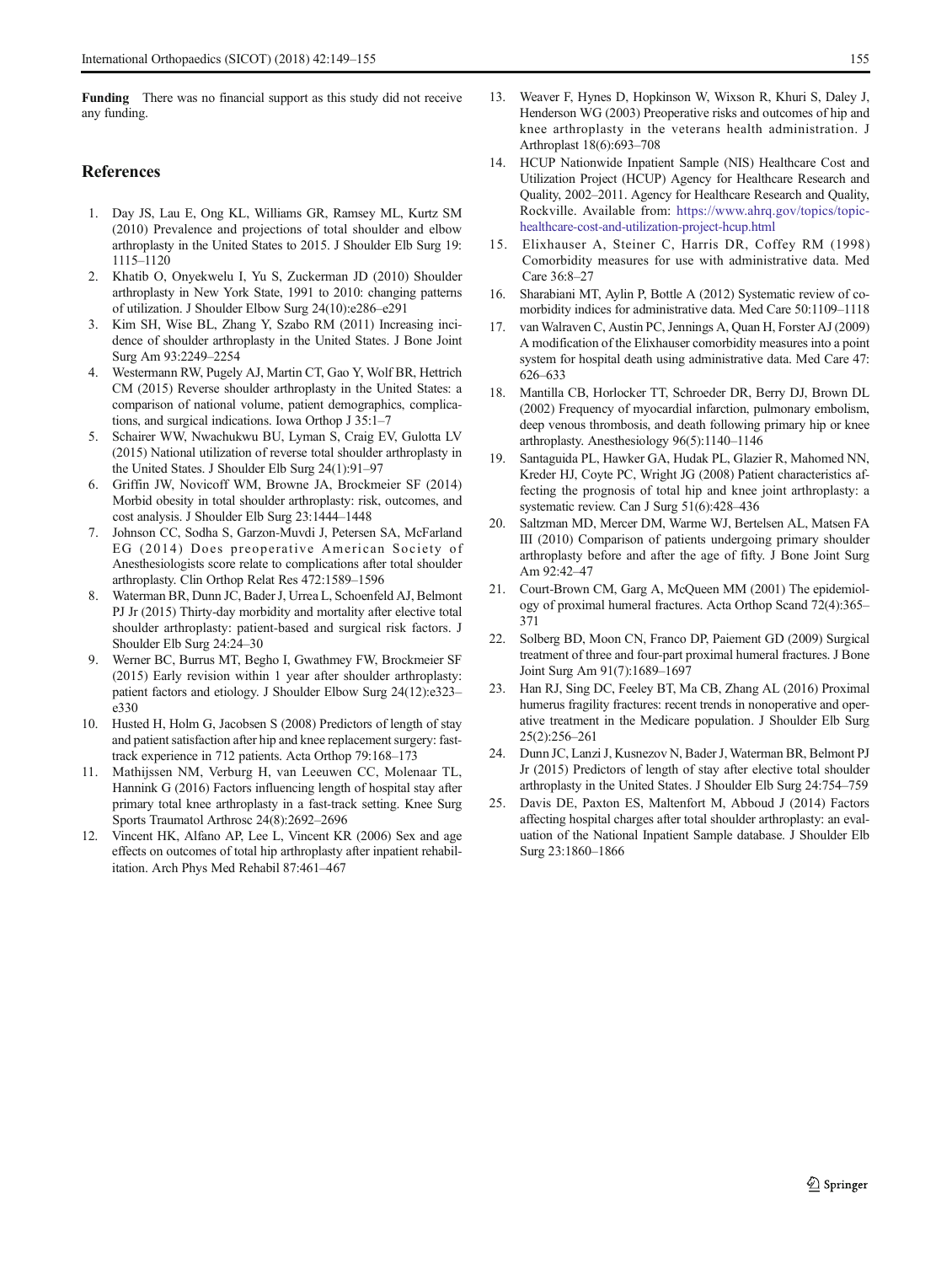**Funding** There was no financial support as this study did not receive any funding.

## References

1. Day JS, Lau E, Ong KL, Williams GR, Ramsey ML, Kurtz SM (2010) Prevalence and projections of total shoulder and elbow arthroplasty in the United States to 2015. J Shoulder Elb Surg 19: 1115–1120
2. Khatib O, Onyekwelu I, Yu S, Zuckerman JD (2010) Shoulder arthroplasty in New York State, 1991 to 2010: changing patterns of utilization. J Shoulder Elbow Surg 24(10):e286–e291
3. Kim SH, Wise BL, Zhang Y, Szabo RM (2011) Increasing incidence of shoulder arthroplasty in the United States. J Bone Joint Surg Am 93:2249–2254
4. Westermann RW, Pugely AJ, Martin CT, Gao Y, Wolf BR, Hettrich CM (2015) Reverse shoulder arthroplasty in the United States: a comparison of national volume, patient demographics, complications, and surgical indications. Iowa Orthop J 35:1–7
5. Schairer WW, Nwachukwu BU, Lyman S, Craig EV, Gulotta LV (2015) National utilization of reverse total shoulder arthroplasty in the United States. J Shoulder Elb Surg 24(1):91–97
6. Griffin JW, Novicoff WM, Browne JA, Brockmeier SF (2014) Morbid obesity in total shoulder arthroplasty: risk, outcomes, and cost analysis. J Shoulder Elb Surg 23:1444–1448
7. Johnson CC, Sodha S, Garzon-Muvdi J, Petersen SA, McFarland EG (2014) Does preoperative American Society of Anesthesiologists score relate to complications after total shoulder arthroplasty. Clin Orthop Relat Res 472:1589–1596
8. Waterman BR, Dunn JC, Bader J, Urrea L, Schoenfeld AJ, Belmont PJ Jr (2015) Thirty-day morbidity and mortality after elective total shoulder arthroplasty: patient-based and surgical risk factors. J Shoulder Elb Surg 24:24–30
9. Werner BC, Burrus MT, Begho I, Gwathmey FW, Brockmeier SF (2015) Early revision within 1 year after shoulder arthroplasty: patient factors and etiology. J Shoulder Elbow Surg 24(12):e323–e330
10. Husted H, Holm G, Jacobsen S (2008) Predictors of length of stay and patient satisfaction after hip and knee replacement surgery: fast-track experience in 712 patients. Acta Orthop 79:168–173
11. Mathijssen NM, Verburg H, van Leeuwen CC, Molenaar TL, Hannink G (2016) Factors influencing length of hospital stay after primary total knee arthroplasty in a fast-track setting. Knee Surg Sports Traumatol Arthrosc 24(8):2692–2696
12. Vincent HK, Alfano AP, Lee L, Vincent KR (2006) Sex and age effects on outcomes of total hip arthroplasty after inpatient rehabilitation. Arch Phys Med Rehabil 87:461–467
13. Weaver F, Hynes D, Hopkinson W, Wixson R, Khuri S, Daley J, Henderson WG (2003) Preoperative risks and outcomes of hip and knee arthroplasty in the veterans health administration. J Arthroplast 18(6):693–708
14. HCUP Nationwide Inpatient Sample (NIS) Healthcare Cost and Utilization Project (HCUP) Agency for Healthcare Research and Quality, 2002–2011. Agency for Healthcare Research and Quality, Rockville. Available from: https://www.ahrq.gov/topics/topic-healthcare-cost-and-utilization-project-hcup.html
15. Elixhauser A, Steiner C, Harris DR, Coffey RM (1998) Comorbidity measures for use with administrative data. Med Care 36:8–27
16. Sharabiani MT, Aylin P, Bottle A (2012) Systematic review of comorbidity indices for administrative data. Med Care 50:1109–1118
17. van Walraven C, Austin PC, Jennings A, Quan H, Forster AJ (2009) A modification of the Elixhauser comorbidity measures into a point system for hospital death using administrative data. Med Care 47: 626–633
18. Mantilla CB, Horlocker TT, Schroeder DR, Berry DJ, Brown DL (2002) Frequency of myocardial infarction, pulmonary embolism, deep venous thrombosis, and death following primary hip or knee arthroplasty. Anesthesiology 96(5):1140–1146
19. Santaguida PL, Hawker GA, Hudak PL, Glazier R, Mahomed NN, Kreder HJ, Coyte PC, Wright JG (2008) Patient characteristics affecting the prognosis of total hip and knee joint arthroplasty: a systematic review. Can J Surg 51(6):428–436
20. Saltzman MD, Mercer DM, Warme WJ, Bertelsen AL, Matsen FA III (2010) Comparison of patients undergoing primary shoulder arthroplasty before and after the age of fifty. J Bone Joint Surg Am 92:42–47
21. Court-Brown CM, Garg A, McQueen MM (2001) The epidemiology of proximal humeral fractures. Acta Orthop Scand 72(4):365–371
22. Solberg BD, Moon CN, Franco DP, Paiement GD (2009) Surgical treatment of three and four-part proximal humeral fractures. J Bone Joint Surg Am 91(7):1689–1697
23. Han RJ, Sing DC, Feeley BT, Ma CB, Zhang AL (2016) Proximal humerus fragility fractures: recent trends in nonoperative and operative treatment in the Medicare population. J Shoulder Elb Surg 25(2):256–261
24. Dunn JC, Lanzi J, Kusnezov N, Bader J, Waterman BR, Belmont PJ Jr (2015) Predictors of length of stay after elective total shoulder arthroplasty in the United States. J Shoulder Elb Surg 24:754–759
25. Davis DE, Paxton ES, Maltenfort M, Abboud J (2014) Factors affecting hospital charges after total shoulder arthroplasty: an evaluation of the National Inpatient Sample database. J Shoulder Elb Surg 23:1860–1866